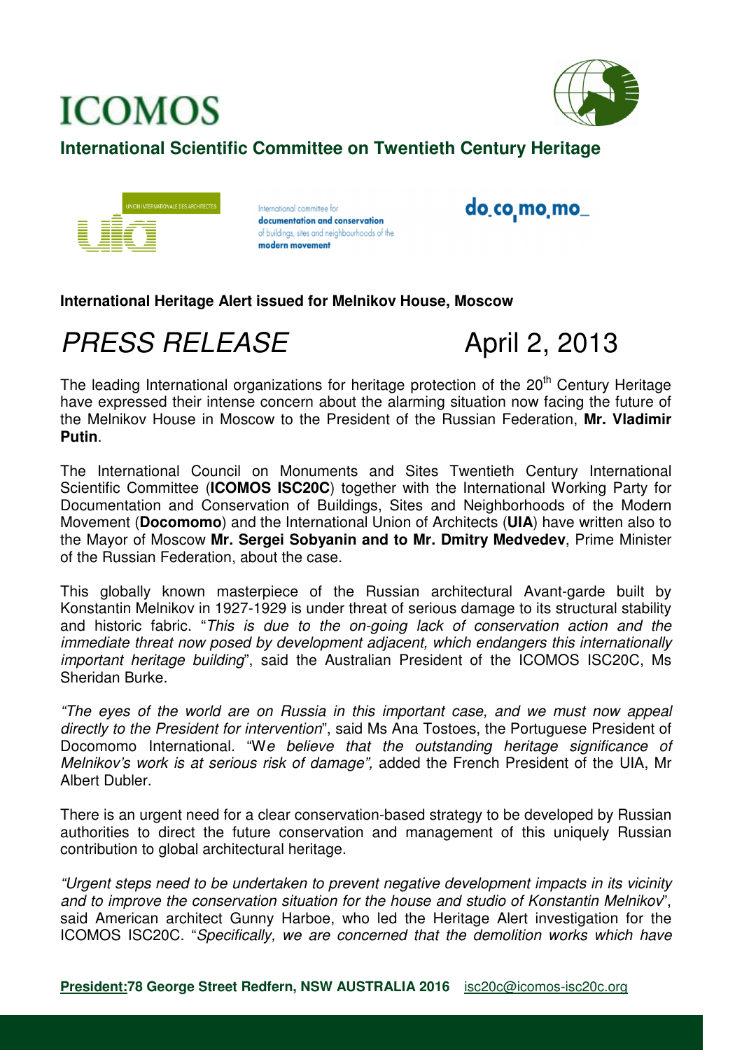# ICOMOS

## International Scientific Committee on Twentieth Century Heritage

UNION INTERNATIONALE DES ARCHITECTES

International committee for **documentation and conservation** of buildings, sites and neighbourhoods of the **modern movement**

do_co_mo_mo_

**International Heritage Alert issued for Melnikov House, Moscow**

*PRESS RELEASE* April 2, 2013

The leading International organizations for heritage protection of the 20th Century Heritage have expressed their intense concern about the alarming situation now facing the future of the Melnikov House in Moscow to the President of the Russian Federation, **Mr. Vladimir Putin**.

The International Council on Monuments and Sites Twentieth Century International Scientific Committee (**ICOMOS ISC20C**) together with the International Working Party for Documentation and Conservation of Buildings, Sites and Neighborhoods of the Modern Movement (**Docomomo**) and the International Union of Architects (**UIA**) have written also to the Mayor of Moscow **Mr. Sergei Sobyanin and to Mr. Dmitry Medvedev**, Prime Minister of the Russian Federation, about the case.

This globally known masterpiece of the Russian architectural Avant-garde built by Konstantin Melnikov in 1927-1929 is under threat of serious damage to its structural stability and historic fabric. "*This is due to the on-going lack of conservation action and the immediate threat now posed by development adjacent, which endangers this internationally important heritage building*", said the Australian President of the ICOMOS ISC20C, Ms Sheridan Burke.

*"The eyes of the world are on Russia in this important case, and we must now appeal directly to the President for intervention*", said Ms Ana Tostoes, the Portuguese President of Docomomo International. "W*e believe that the outstanding heritage significance of Melnikov's work is at serious risk of damage",* added the French President of the UIA, Mr Albert Dubler.

There is an urgent need for a clear conservation-based strategy to be developed by Russian authorities to direct the future conservation and management of this uniquely Russian contribution to global architectural heritage.

*"Urgent steps need to be undertaken to prevent negative development impacts in its vicinity and to improve the conservation situation for the house and studio of Konstantin Melnikov*", said American architect Gunny Harboe, who led the Heritage Alert investigation for the ICOMOS ISC20C. "*Specifically, we are concerned that the demolition works which have*

**President:78 George Street Redfern, NSW AUSTRALIA 2016** isc20c@icomos-isc20c.org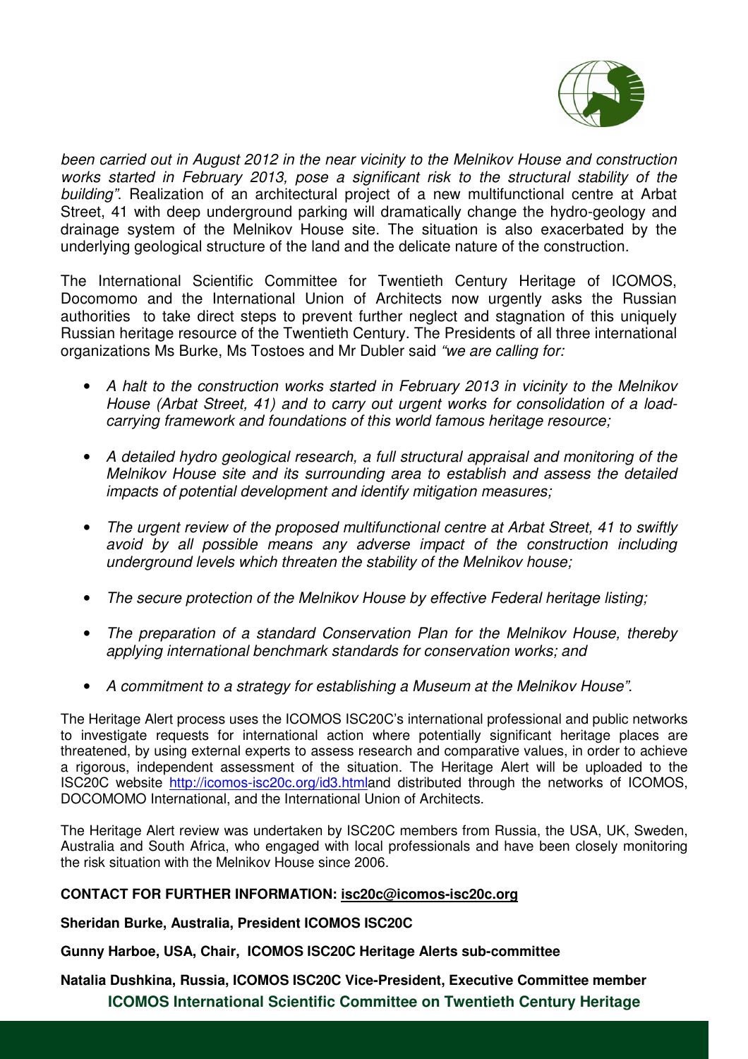*been carried out in August 2012 in the near vicinity to the Melnikov House and construction works started in February 2013, pose a significant risk to the structural stability of the building".* Realization of an architectural project of a new multifunctional centre at Arbat Street, 41 with deep underground parking will dramatically change the hydro-geology and drainage system of the Melnikov House site. The situation is also exacerbated by the underlying geological structure of the land and the delicate nature of the construction.

The International Scientific Committee for Twentieth Century Heritage of ICOMOS, Docomomo and the International Union of Architects now urgently asks the Russian authorities to take direct steps to prevent further neglect and stagnation of this uniquely Russian heritage resource of the Twentieth Century. The Presidents of all three international organizations Ms Burke, Ms Tostoes and Mr Dubler said *"we are calling for:*

- *A halt to the construction works started in February 2013 in vicinity to the Melnikov House (Arbat Street, 41) and to carry out urgent works for consolidation of a load-carrying framework and foundations of this world famous heritage resource;*
- *A detailed hydro geological research, a full structural appraisal and monitoring of the Melnikov House site and its surrounding area to establish and assess the detailed impacts of potential development and identify mitigation measures;*
- *The urgent review of the proposed multifunctional centre at Arbat Street, 41 to swiftly avoid by all possible means any adverse impact of the construction including underground levels which threaten the stability of the Melnikov house;*
- *The secure protection of the Melnikov House by effective Federal heritage listing;*
- *The preparation of a standard Conservation Plan for the Melnikov House, thereby applying international benchmark standards for conservation works; and*
- *A commitment to a strategy for establishing a Museum at the Melnikov House".*

The Heritage Alert process uses the ICOMOS ISC20C's international professional and public networks to investigate requests for international action where potentially significant heritage places are threatened, by using external experts to assess research and comparative values, in order to achieve a rigorous, independent assessment of the situation. The Heritage Alert will be uploaded to the ISC20C website http://icomos-isc20c.org/id3.htmland distributed through the networks of ICOMOS, DOCOMOMO International, and the International Union of Architects.

The Heritage Alert review was undertaken by ISC20C members from Russia, the USA, UK, Sweden, Australia and South Africa, who engaged with local professionals and have been closely monitoring the risk situation with the Melnikov House since 2006.

**CONTACT FOR FURTHER INFORMATION: isc20c@icomos-isc20c.org**

**Sheridan Burke, Australia, President ICOMOS ISC20C**

**Gunny Harboe, USA, Chair, ICOMOS ISC20C Heritage Alerts sub-committee**

**Natalia Dushkina, Russia, ICOMOS ISC20C Vice-President, Executive Committee member**